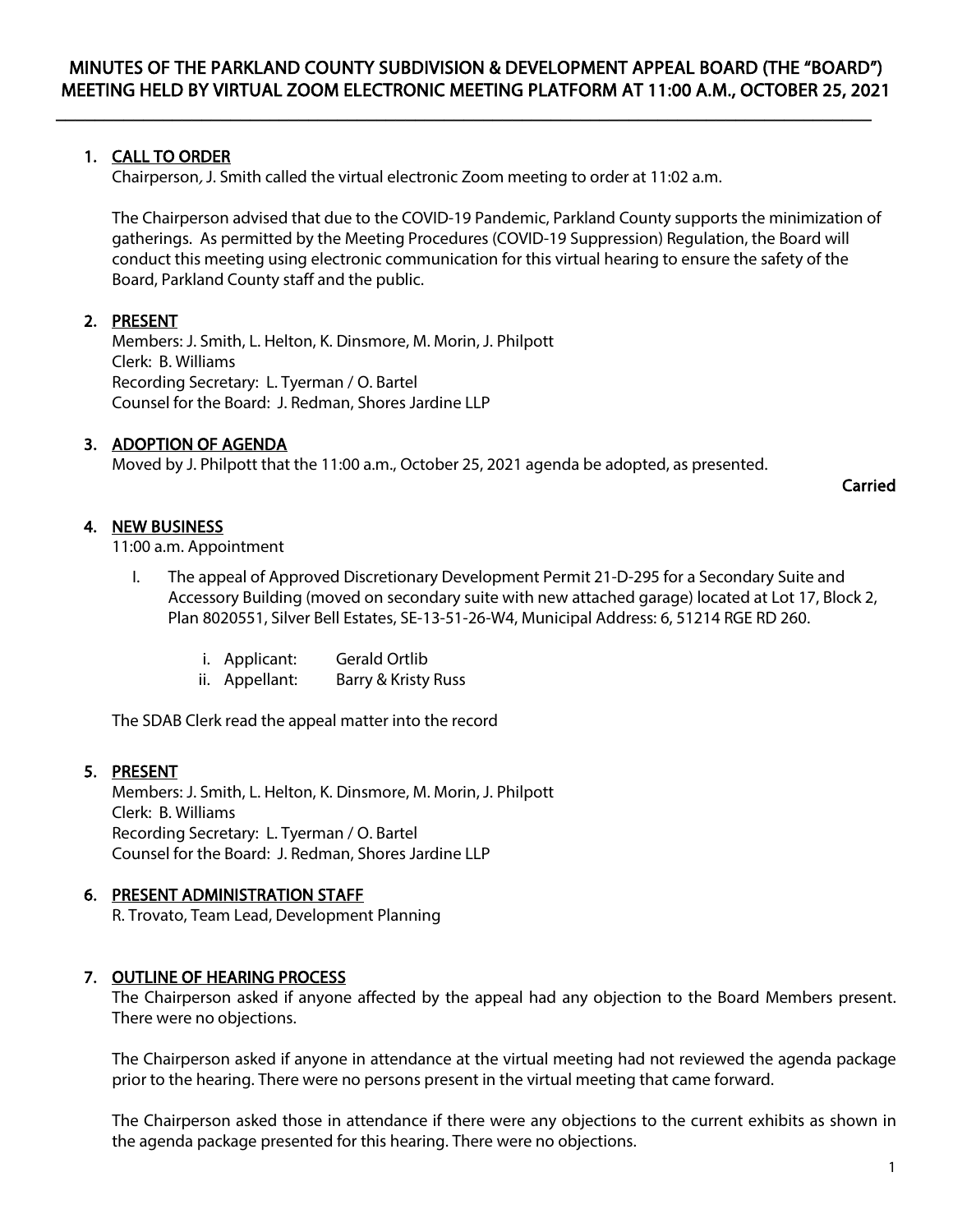# MINUTES OF THE PARKLAND COUNTY SUBDIVISION & DEVELOPMENT APPEAL BOARD (THE "BOARD") MEETING HELD BY VIRTUAL ZOOM ELECTRONIC MEETING PLATFORM AT 11:00 A.M., OCTOBER 25, 2021

## 1. CALL TO ORDER

Chairperson, J. Smith called the virtual electronic Zoom meeting to order at 11:02 a.m.

The Chairperson advised that due to the COVID-19 Pandemic, Parkland County supports the minimization of gatherings. As permitted by the Meeting Procedures (COVID-19 Suppression) Regulation, the Board will conduct this meeting using electronic communication for this virtual hearing to ensure the safety of the Board, Parkland County staff and the public.

## 2. PRESENT

Members: J. Smith, L. Helton, K. Dinsmore, M. Morin, J. Philpott
Clerk: B. Williams
Recording Secretary: L. Tyerman / O. Bartel
Counsel for the Board: J. Redman, Shores Jardine LLP

## 3. ADOPTION OF AGENDA

Moved by J. Philpott that the 11:00 a.m., October 25, 2021 agenda be adopted, as presented.

**Carried**

## 4. NEW BUSINESS

11:00 a.m. Appointment

I. The appeal of Approved Discretionary Development Permit 21-D-295 for a Secondary Suite and Accessory Building (moved on secondary suite with new attached garage) located at Lot 17, Block 2, Plan 8020551, Silver Bell Estates, SE-13-51-26-W4, Municipal Address: 6, 51214 RGE RD 260.

   i. Applicant: Gerald Ortlib
   ii. Appellant: Barry & Kristy Russ

The SDAB Clerk read the appeal matter into the record

## 5. PRESENT

Members: J. Smith, L. Helton, K. Dinsmore, M. Morin, J. Philpott
Clerk: B. Williams
Recording Secretary: L. Tyerman / O. Bartel
Counsel for the Board: J. Redman, Shores Jardine LLP

## 6. PRESENT ADMINISTRATION STAFF

R. Trovato, Team Lead, Development Planning

## 7. OUTLINE OF HEARING PROCESS

The Chairperson asked if anyone affected by the appeal had any objection to the Board Members present. There were no objections.

The Chairperson asked if anyone in attendance at the virtual meeting had not reviewed the agenda package prior to the hearing. There were no persons present in the virtual meeting that came forward.

The Chairperson asked those in attendance if there were any objections to the current exhibits as shown in the agenda package presented for this hearing. There were no objections.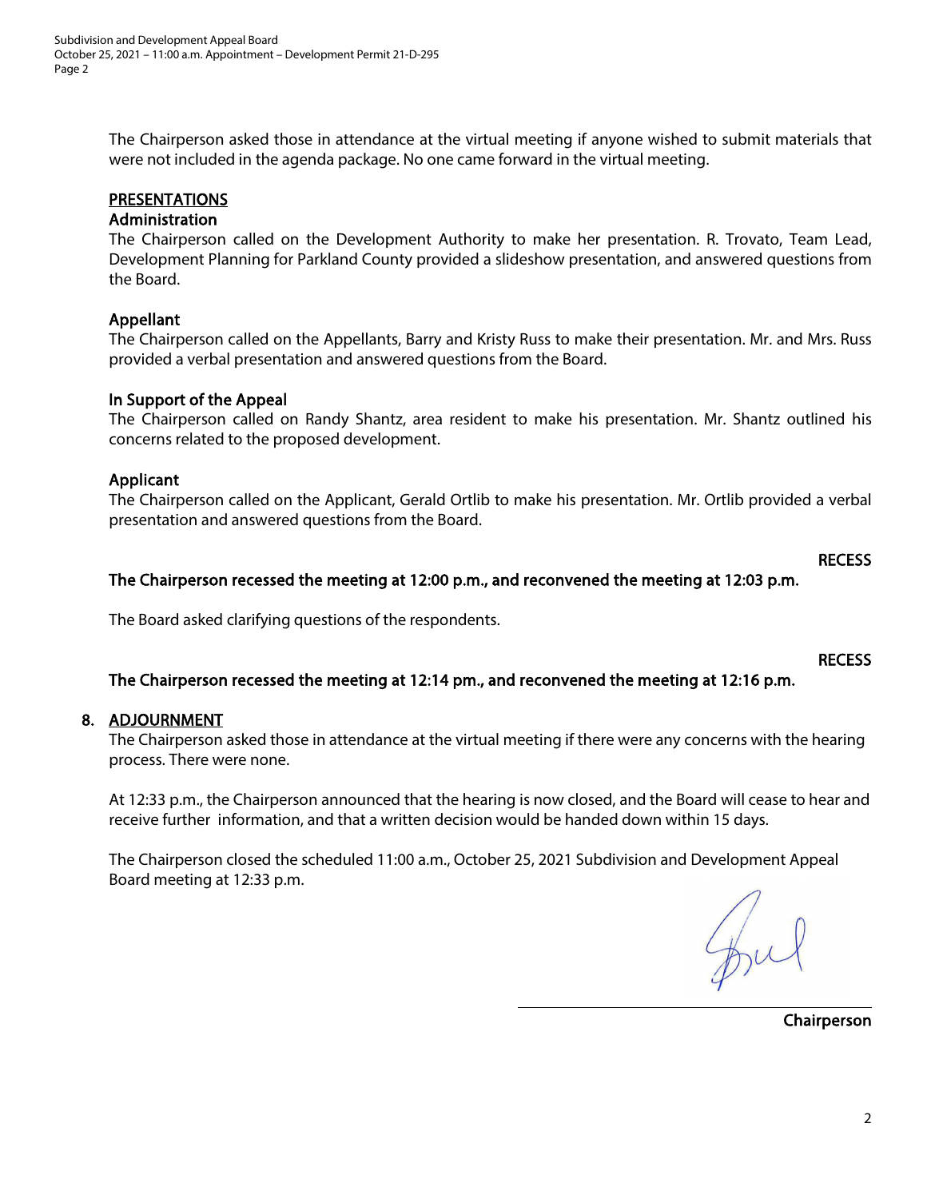The Chairperson asked those in attendance at the virtual meeting if anyone wished to submit materials that were not included in the agenda package. No one came forward in the virtual meeting.

**PRESENTATIONS**

**Administration**

The Chairperson called on the Development Authority to make her presentation. R. Trovato, Team Lead, Development Planning for Parkland County provided a slideshow presentation, and answered questions from the Board.

**Appellant**

The Chairperson called on the Appellants, Barry and Kristy Russ to make their presentation. Mr. and Mrs. Russ provided a verbal presentation and answered questions from the Board.

**In Support of the Appeal**

The Chairperson called on Randy Shantz, area resident to make his presentation. Mr. Shantz outlined his concerns related to the proposed development.

**Applicant**

The Chairperson called on the Applicant, Gerald Ortlib to make his presentation. Mr. Ortlib provided a verbal presentation and answered questions from the Board.

**RECESS**

**The Chairperson recessed the meeting at 12:00 p.m., and reconvened the meeting at 12:03 p.m.**

The Board asked clarifying questions of the respondents.

**RECESS**

**The Chairperson recessed the meeting at 12:14 pm., and reconvened the meeting at 12:16 p.m.**

**8. ADJOURNMENT**

The Chairperson asked those in attendance at the virtual meeting if there were any concerns with the hearing process. There were none.

At 12:33 p.m., the Chairperson announced that the hearing is now closed, and the Board will cease to hear and receive further information, and that a written decision would be handed down within 15 days.

The Chairperson closed the scheduled 11:00 a.m., October 25, 2021 Subdivision and Development Appeal Board meeting at 12:33 p.m.

**Chairperson**